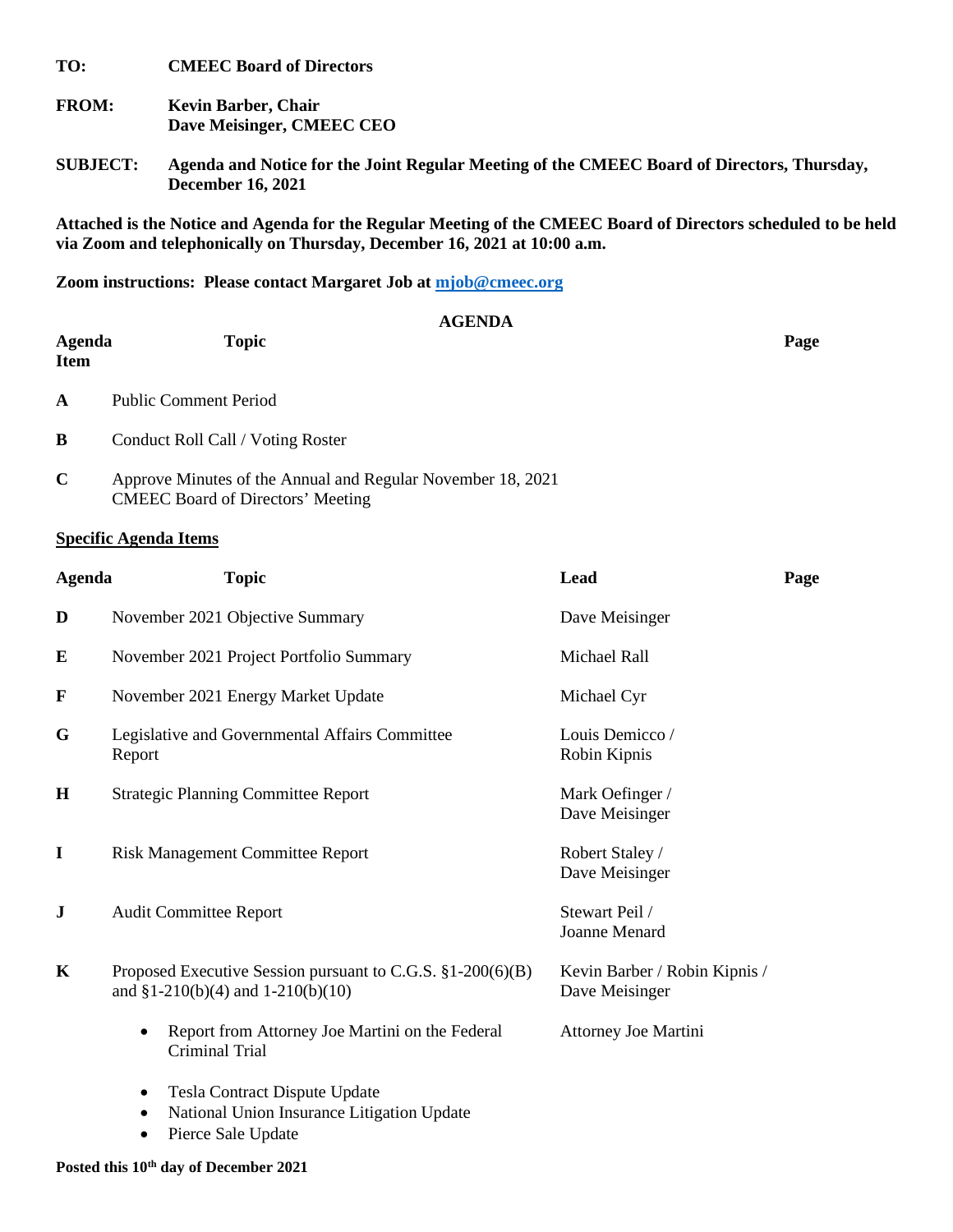**TO:** **CMEEC Board of Directors**

**FROM:** **Kevin Barber, Chair**
**Dave Meisinger, CMEEC CEO**

**SUBJECT:** **Agenda and Notice for the Joint Regular Meeting of the CMEEC Board of Directors, Thursday, December 16, 2021**

**Attached is the Notice and Agenda for the Regular Meeting of the CMEEC Board of Directors scheduled to be held via Zoom and telephonically on Thursday, December 16, 2021 at 10:00 a.m.**

**Zoom instructions: Please contact Margaret Job at [mjob@cmeec.org](mailto:mjob@cmeec.org)**

## AGENDA

| Agenda Item | Topic | Page |
|---|---|---|
| A | Public Comment Period | |
| B | Conduct Roll Call / Voting Roster | |
| C | Approve Minutes of the Annual and Regular November 18, 2021 CMEEC Board of Directors' Meeting | |

**Specific Agenda Items**

| Agenda | Topic | Lead | Page |
|---|---|---|---|
| D | November 2021 Objective Summary | Dave Meisinger | |
| E | November 2021 Project Portfolio Summary | Michael Rall | |
| F | November 2021 Energy Market Update | Michael Cyr | |
| G | Legislative and Governmental Affairs Committee Report | Louis Demicco / Robin Kipnis | |
| H | Strategic Planning Committee Report | Mark Oefinger / Dave Meisinger | |
| I | Risk Management Committee Report | Robert Staley / Dave Meisinger | |
| J | Audit Committee Report | Stewart Peil / Joanne Menard | |
| K | Proposed Executive Session pursuant to C.G.S. §1-200(6)(B) and §1-210(b)(4) and 1-210(b)(10) | Kevin Barber / Robin Kipnis / Dave Meisinger | |
| | • Report from Attorney Joe Martini on the Federal Criminal Trial | Attorney Joe Martini | |
| | • Tesla Contract Dispute Update<br>• National Union Insurance Litigation Update<br>• Pierce Sale Update | | |

**Posted this 10th day of December 2021**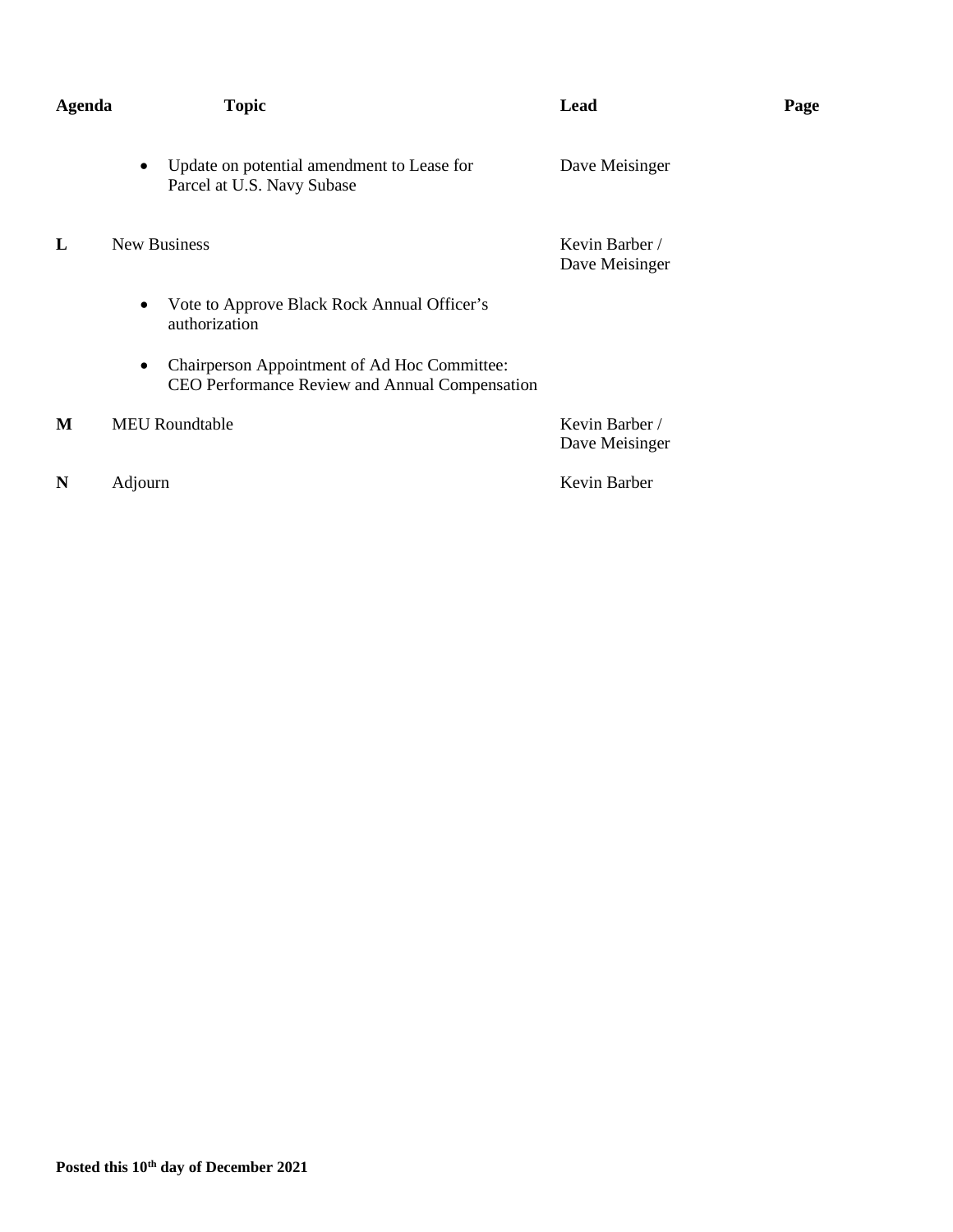| Agenda | Topic | Lead | Page |
|---|---|---|---|
| | • Update on potential amendment to Lease for Parcel at U.S. Navy Subase | Dave Meisinger | |
| **L** | New Business | Kevin Barber / Dave Meisinger | |
| | • Vote to Approve Black Rock Annual Officer's authorization | | |
| | • Chairperson Appointment of Ad Hoc Committee: CEO Performance Review and Annual Compensation | | |
| **M** | MEU Roundtable | Kevin Barber / Dave Meisinger | |
| **N** | Adjourn | Kevin Barber | |

**Posted this 10th day of December 2021**